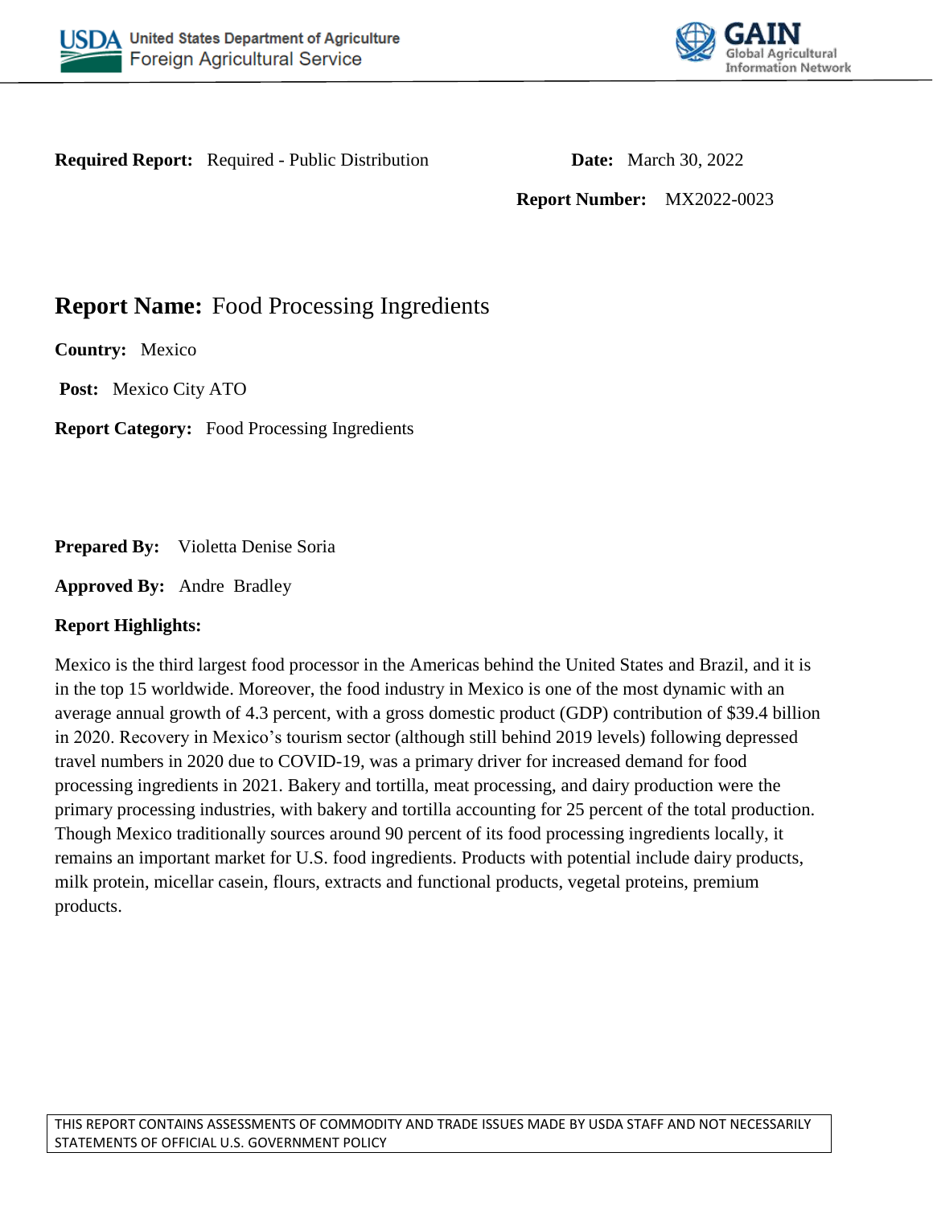USDA United States Department of Agriculture
Foreign Agricultural Service

GAIN Global Agricultural Information Network

**Required Report:** Required - Public Distribution

**Date:** March 30, 2022

**Report Number:** MX2022-0023

# **Report Name:** Food Processing Ingredients

**Country:** Mexico

**Post:** Mexico City ATO

**Report Category:** Food Processing Ingredients

**Prepared By:** Violetta Denise Soria

**Approved By:** Andre Bradley

**Report Highlights:**

Mexico is the third largest food processor in the Americas behind the United States and Brazil, and it is in the top 15 worldwide. Moreover, the food industry in Mexico is one of the most dynamic with an average annual growth of 4.3 percent, with a gross domestic product (GDP) contribution of $39.4 billion in 2020. Recovery in Mexico's tourism sector (although still behind 2019 levels) following depressed travel numbers in 2020 due to COVID-19, was a primary driver for increased demand for food processing ingredients in 2021. Bakery and tortilla, meat processing, and dairy production were the primary processing industries, with bakery and tortilla accounting for 25 percent of the total production. Though Mexico traditionally sources around 90 percent of its food processing ingredients locally, it remains an important market for U.S. food ingredients. Products with potential include dairy products, milk protein, micellar casein, flours, extracts and functional products, vegetal proteins, premium products.

THIS REPORT CONTAINS ASSESSMENTS OF COMMODITY AND TRADE ISSUES MADE BY USDA STAFF AND NOT NECESSARILY STATEMENTS OF OFFICIAL U.S. GOVERNMENT POLICY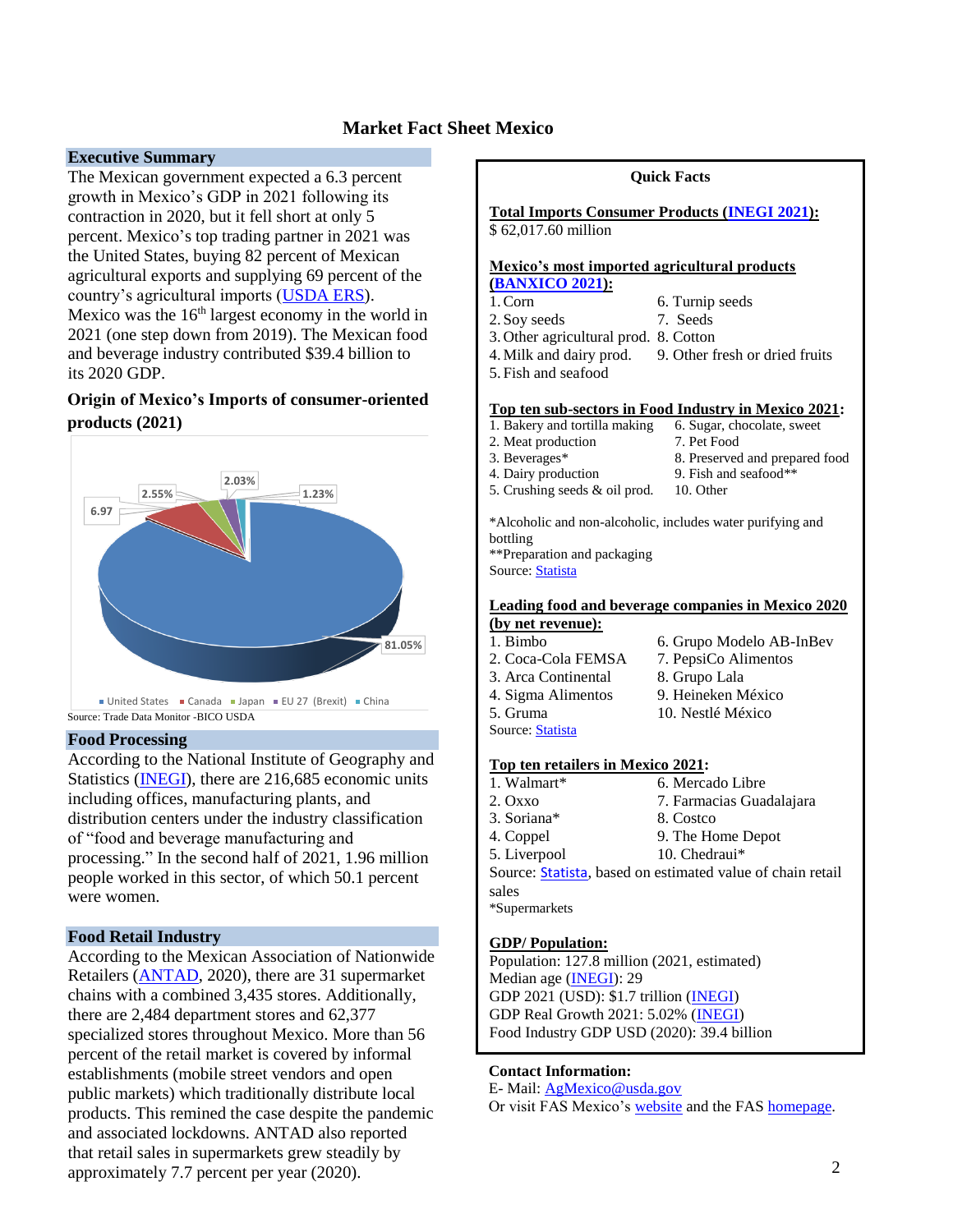# Market Fact Sheet Mexico

## Executive Summary

The Mexican government expected a 6.3 percent growth in Mexico's GDP in 2021 following its contraction in 2020, but it fell short at only 5 percent. Mexico's top trading partner in 2021 was the United States, buying 82 percent of Mexican agricultural exports and supplying 69 percent of the country's agricultural imports (USDA ERS). Mexico was the 16th largest economy in the world in 2021 (one step down from 2019). The Mexican food and beverage industry contributed $39.4 billion to its 2020 GDP.

### Origin of Mexico's Imports of consumer-oriented products (2021)

| Origin | Share |
|---|---|
| United States | 81.05% |
| Canada | 6.97 |
| Japan | 2.55% |
| EU 27 (Brexit) | 2.03% |
| China | 1.23% |

Source: Trade Data Monitor -BICO USDA

## Food Processing

According to the National Institute of Geography and Statistics (INEGI), there are 216,685 economic units including offices, manufacturing plants, and distribution centers under the industry classification of "food and beverage manufacturing and processing." In the second half of 2021, 1.96 million people worked in this sector, of which 50.1 percent were women.

## Food Retail Industry

According to the Mexican Association of Nationwide Retailers (ANTAD, 2020), there are 31 supermarket chains with a combined 3,435 stores. Additionally, there are 2,484 department stores and 62,377 specialized stores throughout Mexico. More than 56 percent of the retail market is covered by informal establishments (mobile street vendors and open public markets) which traditionally distribute local products. This remined the case despite the pandemic and associated lockdowns. ANTAD also reported that retail sales in supermarkets grew steadily by approximately 7.7 percent per year (2020).

## Quick Facts

**Total Imports Consumer Products (INEGI 2021):**
$ 62,017.60 million

**Mexico's most imported agricultural products (BANXICO 2021):**

1. Corn
2. Soy seeds
3. Other agricultural prod.
4. Milk and dairy prod.
5. Fish and seafood
6. Turnip seeds
7. Seeds
8. Cotton
9. Other fresh or dried fruits

**Top ten sub-sectors in Food Industry in Mexico 2021:**

1. Bakery and tortilla making
2. Meat production
3. Beverages*
4. Dairy production
5. Crushing seeds & oil prod.
6. Sugar, chocolate, sweet
7. Pet Food
8. Preserved and prepared food
9. Fish and seafood**
10. Other

*Alcoholic and non-alcoholic, includes water purifying and bottling
**Preparation and packaging
Source: Statista

**Leading food and beverage companies in Mexico 2020 (by net revenue):**

1. Bimbo
2. Coca-Cola FEMSA
3. Arca Continental
4. Sigma Alimentos
5. Gruma
6. Grupo Modelo AB-InBev
7. PepsiCo Alimentos
8. Grupo Lala
9. Heineken México
10. Nestlé México

Source: Statista

**Top ten retailers in Mexico 2021:**

1. Walmart*
2. Oxxo
3. Soriana*
4. Coppel
5. Liverpool
6. Mercado Libre
7. Farmacias Guadalajara
8. Costco
9. The Home Depot
10. Chedraui*

Source: Statista, based on estimated value of chain retail sales
*Supermarkets

**GDP/ Population:**

Population: 127.8 million (2021, estimated)
Median age (INEGI): 29
GDP 2021 (USD): $1.7 trillion (INEGI)
GDP Real Growth 2021: 5.02% (INEGI)
Food Industry GDP USD (2020): 39.4 billion

**Contact Information:**
E- Mail: AgMexico@usda.gov
Or visit FAS Mexico's website and the FAS homepage.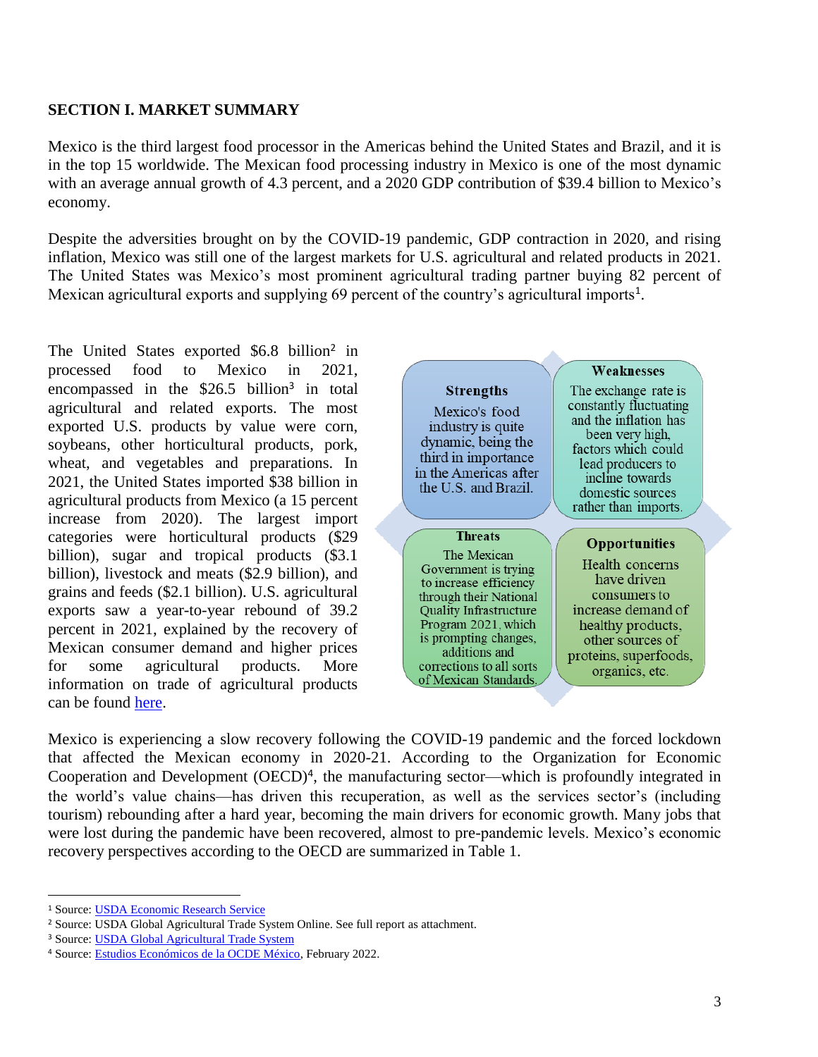## SECTION I. MARKET SUMMARY

Mexico is the third largest food processor in the Americas behind the United States and Brazil, and it is in the top 15 worldwide. The Mexican food processing industry in Mexico is one of the most dynamic with an average annual growth of 4.3 percent, and a 2020 GDP contribution of $39.4 billion to Mexico's economy.

Despite the adversities brought on by the COVID-19 pandemic, GDP contraction in 2020, and rising inflation, Mexico was still one of the largest markets for U.S. agricultural and related products in 2021. The United States was Mexico's most prominent agricultural trading partner buying 82 percent of Mexican agricultural exports and supplying 69 percent of the country's agricultural imports[1].

The United States exported $6.8 billion[2] in processed food to Mexico in 2021, encompassed in the $26.5 billion[3] in total agricultural and related exports. The most exported U.S. products by value were corn, soybeans, other horticultural products, pork, wheat, and vegetables and preparations. In 2021, the United States imported $38 billion in agricultural products from Mexico (a 15 percent increase from 2020). The largest import categories were horticultural products ($29 billion), sugar and tropical products ($3.1 billion), livestock and meats ($2.9 billion), and grains and feeds ($2.1 billion). U.S. agricultural exports saw a year-to-year rebound of 39.2 percent in 2021, explained by the recovery of Mexican consumer demand and higher prices for some agricultural products. More information on trade of agricultural products can be found here.

| **Strengths** | **Weaknesses** |
|---|---|
| Mexico's food industry is quite dynamic, being the third in importance in the Americas after the U.S. and Brazil. | The exchange rate is constantly fluctuating and the inflation has been very high, factors which could lead producers to incline towards domestic sources rather than imports. |
| **Threats** | **Opportunities** |
| The Mexican Government is trying to increase efficiency through their National Quality Infrastructure Program 2021, which is prompting changes, additions and corrections to all sorts of Mexican Standards. | Health concerns have driven consumers to increase demand of healthy products, other sources of proteins, superfoods, organics, etc. |

Mexico is experiencing a slow recovery following the COVID-19 pandemic and the forced lockdown that affected the Mexican economy in 2020-21. According to the Organization for Economic Cooperation and Development (OECD)[4], the manufacturing sector—which is profoundly integrated in the world's value chains—has driven this recuperation, as well as the services sector's (including tourism) rebounding after a hard year, becoming the main drivers for economic growth. Many jobs that were lost during the pandemic have been recovered, almost to pre-pandemic levels. Mexico's economic recovery perspectives according to the OECD are summarized in Table 1.

---

[1] Source: USDA Economic Research Service

[2] Source: USDA Global Agricultural Trade System Online. See full report as attachment.

[3] Source: USDA Global Agricultural Trade System

[4] Source: Estudios Económicos de la OCDE México, February 2022.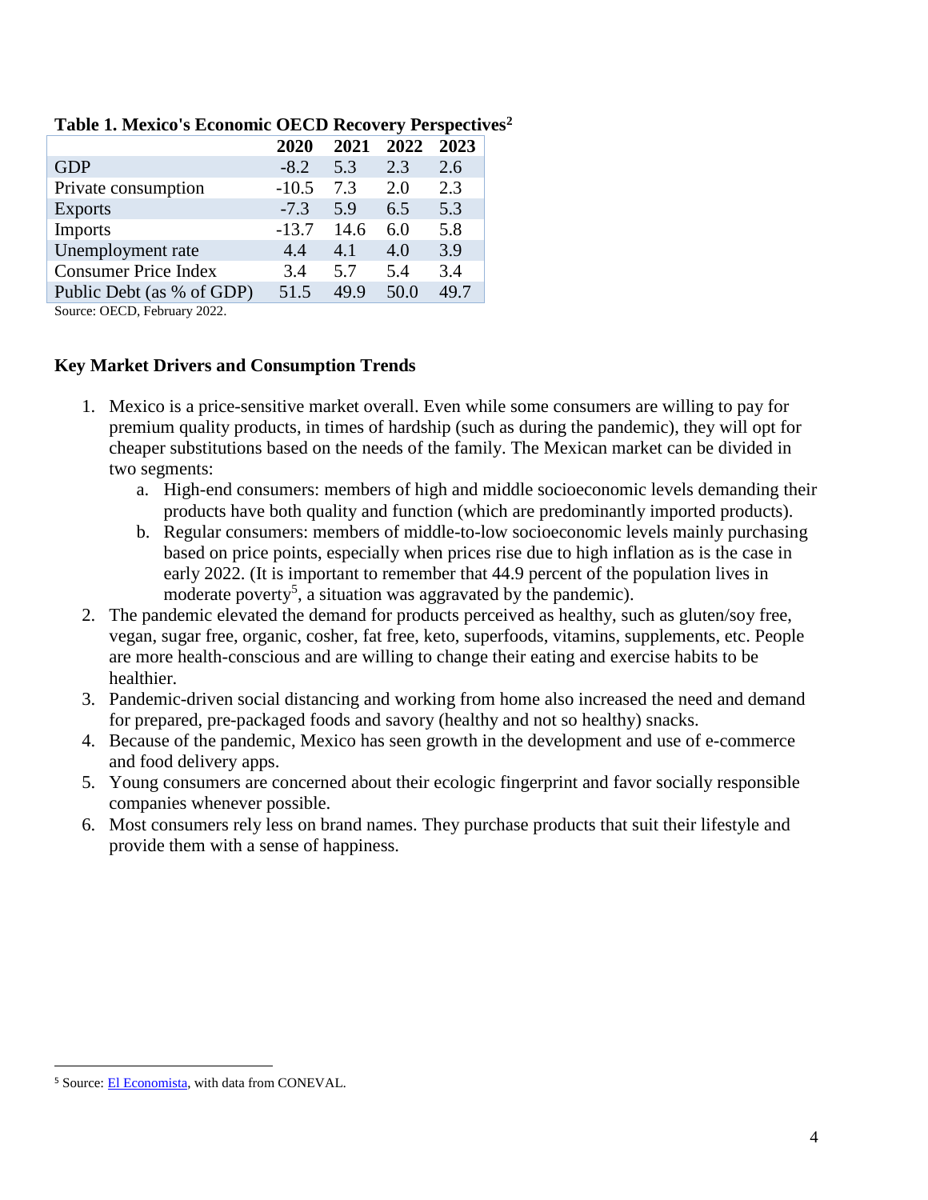**Table 1. Mexico's Economic OECD Recovery Perspectives[2]**

| | 2020 | 2021 | 2022 | 2023 |
|---|---|---|---|---|
| GDP | -8.2 | 5.3 | 2.3 | 2.6 |
| Private consumption | -10.5 | 7.3 | 2.0 | 2.3 |
| Exports | -7.3 | 5.9 | 6.5 | 5.3 |
| Imports | -13.7 | 14.6 | 6.0 | 5.8 |
| Unemployment rate | 4.4 | 4.1 | 4.0 | 3.9 |
| Consumer Price Index | 3.4 | 5.7 | 5.4 | 3.4 |
| Public Debt (as % of GDP) | 51.5 | 49.9 | 50.0 | 49.7 |

Source: OECD, February 2022.

**Key Market Drivers and Consumption Trends**

1. Mexico is a price-sensitive market overall. Even while some consumers are willing to pay for premium quality products, in times of hardship (such as during the pandemic), they will opt for cheaper substitutions based on the needs of the family. The Mexican market can be divided in two segments:
    a. High-end consumers: members of high and middle socioeconomic levels demanding their products have both quality and function (which are predominantly imported products).
    b. Regular consumers: members of middle-to-low socioeconomic levels mainly purchasing based on price points, especially when prices rise due to high inflation as is the case in early 2022. (It is important to remember that 44.9 percent of the population lives in moderate poverty[5], a situation was aggravated by the pandemic).
2. The pandemic elevated the demand for products perceived as healthy, such as gluten/soy free, vegan, sugar free, organic, cosher, fat free, keto, superfoods, vitamins, supplements, etc. People are more health-conscious and are willing to change their eating and exercise habits to be healthier.
3. Pandemic-driven social distancing and working from home also increased the need and demand for prepared, pre-packaged foods and savory (healthy and not so healthy) snacks.
4. Because of the pandemic, Mexico has seen growth in the development and use of e-commerce and food delivery apps.
5. Young consumers are concerned about their ecologic fingerprint and favor socially responsible companies whenever possible.
6. Most consumers rely less on brand names. They purchase products that suit their lifestyle and provide them with a sense of happiness.

[5] Source: El Economista, with data from CONEVAL.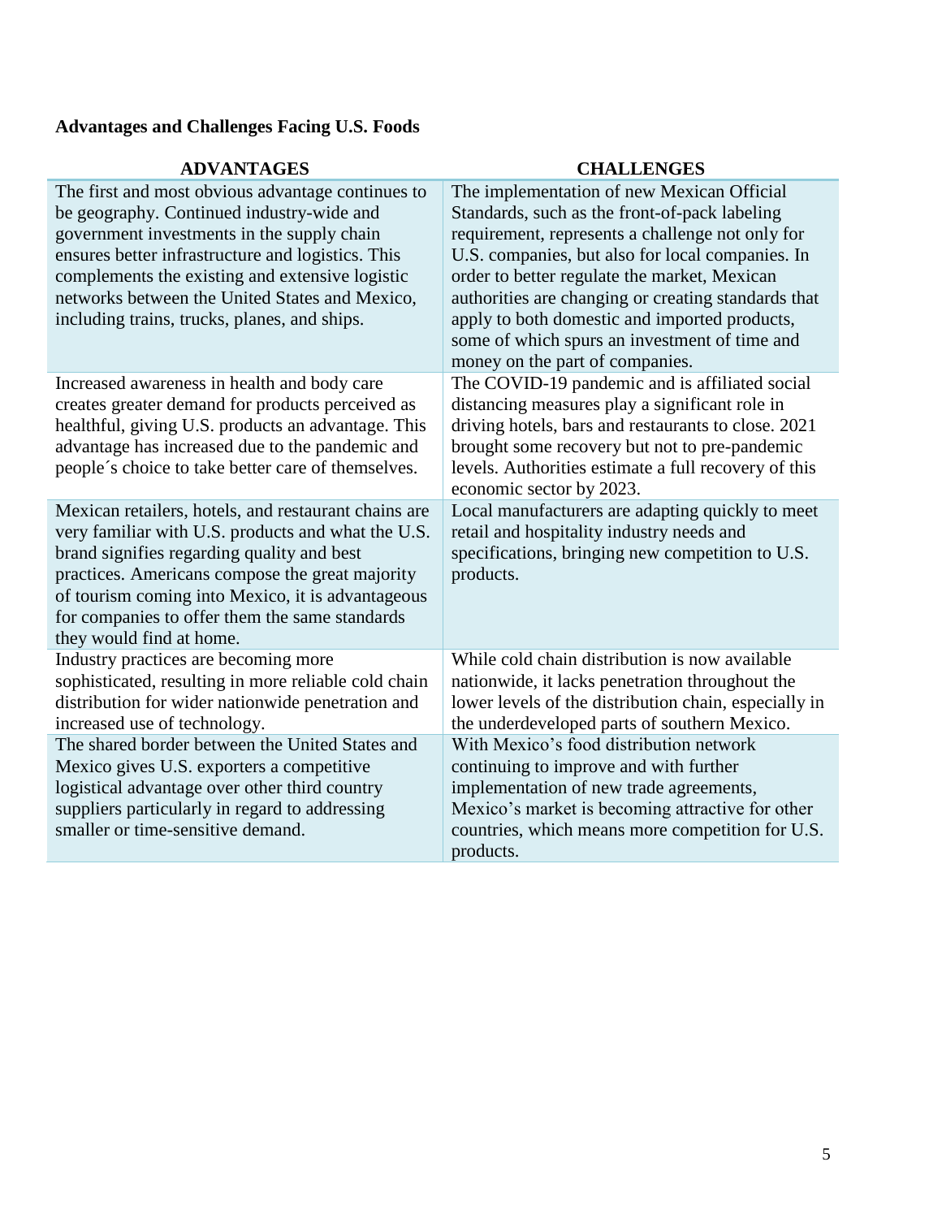**Advantages and Challenges Facing U.S. Foods**

| ADVANTAGES | CHALLENGES |
| --- | --- |
| The first and most obvious advantage continues to be geography. Continued industry-wide and government investments in the supply chain ensures better infrastructure and logistics. This complements the existing and extensive logistic networks between the United States and Mexico, including trains, trucks, planes, and ships. | The implementation of new Mexican Official Standards, such as the front-of-pack labeling requirement, represents a challenge not only for U.S. companies, but also for local companies. In order to better regulate the market, Mexican authorities are changing or creating standards that apply to both domestic and imported products, some of which spurs an investment of time and money on the part of companies. |
| Increased awareness in health and body care creates greater demand for products perceived as healthful, giving U.S. products an advantage. This advantage has increased due to the pandemic and people´s choice to take better care of themselves. | The COVID-19 pandemic and is affiliated social distancing measures play a significant role in driving hotels, bars and restaurants to close. 2021 brought some recovery but not to pre-pandemic levels. Authorities estimate a full recovery of this economic sector by 2023. |
| Mexican retailers, hotels, and restaurant chains are very familiar with U.S. products and what the U.S. brand signifies regarding quality and best practices. Americans compose the great majority of tourism coming into Mexico, it is advantageous for companies to offer them the same standards they would find at home. | Local manufacturers are adapting quickly to meet retail and hospitality industry needs and specifications, bringing new competition to U.S. products. |
| Industry practices are becoming more sophisticated, resulting in more reliable cold chain distribution for wider nationwide penetration and increased use of technology. | While cold chain distribution is now available nationwide, it lacks penetration throughout the lower levels of the distribution chain, especially in the underdeveloped parts of southern Mexico. |
| The shared border between the United States and Mexico gives U.S. exporters a competitive logistical advantage over other third country suppliers particularly in regard to addressing smaller or time-sensitive demand. | With Mexico's food distribution network continuing to improve and with further implementation of new trade agreements, Mexico's market is becoming attractive for other countries, which means more competition for U.S. products. |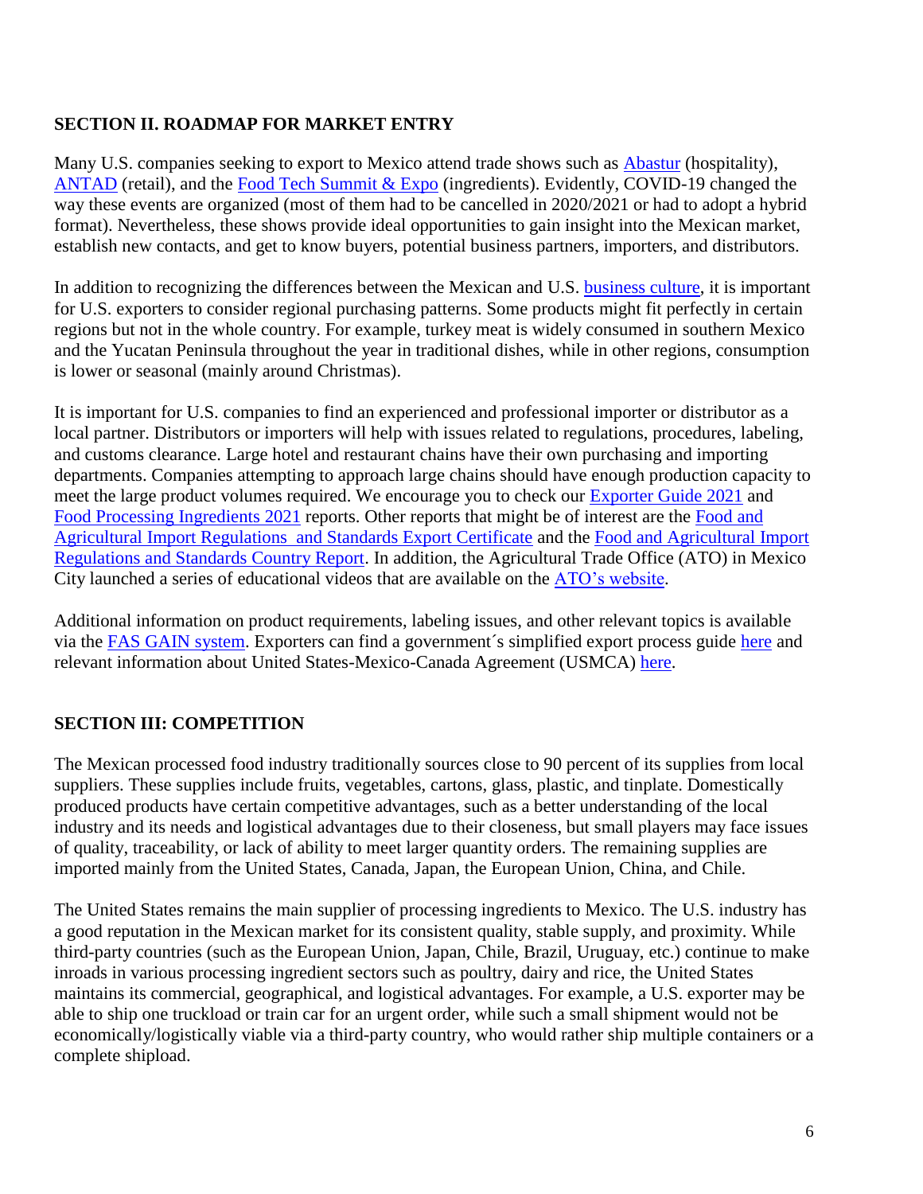## SECTION II. ROADMAP FOR MARKET ENTRY

Many U.S. companies seeking to export to Mexico attend trade shows such as Abastur (hospitality), ANTAD (retail), and the Food Tech Summit & Expo (ingredients). Evidently, COVID-19 changed the way these events are organized (most of them had to be cancelled in 2020/2021 or had to adopt a hybrid format). Nevertheless, these shows provide ideal opportunities to gain insight into the Mexican market, establish new contacts, and get to know buyers, potential business partners, importers, and distributors.

In addition to recognizing the differences between the Mexican and U.S. business culture, it is important for U.S. exporters to consider regional purchasing patterns. Some products might fit perfectly in certain regions but not in the whole country. For example, turkey meat is widely consumed in southern Mexico and the Yucatan Peninsula throughout the year in traditional dishes, while in other regions, consumption is lower or seasonal (mainly around Christmas).

It is important for U.S. companies to find an experienced and professional importer or distributor as a local partner. Distributors or importers will help with issues related to regulations, procedures, labeling, and customs clearance. Large hotel and restaurant chains have their own purchasing and importing departments. Companies attempting to approach large chains should have enough production capacity to meet the large product volumes required. We encourage you to check our Exporter Guide 2021 and Food Processing Ingredients 2021 reports. Other reports that might be of interest are the Food and Agricultural Import Regulations and Standards Export Certificate and the Food and Agricultural Import Regulations and Standards Country Report. In addition, the Agricultural Trade Office (ATO) in Mexico City launched a series of educational videos that are available on the ATO's website.

Additional information on product requirements, labeling issues, and other relevant topics is available via the FAS GAIN system. Exporters can find a government´s simplified export process guide here and relevant information about United States-Mexico-Canada Agreement (USMCA) here.

## SECTION III: COMPETITION

The Mexican processed food industry traditionally sources close to 90 percent of its supplies from local suppliers. These supplies include fruits, vegetables, cartons, glass, plastic, and tinplate. Domestically produced products have certain competitive advantages, such as a better understanding of the local industry and its needs and logistical advantages due to their closeness, but small players may face issues of quality, traceability, or lack of ability to meet larger quantity orders. The remaining supplies are imported mainly from the United States, Canada, Japan, the European Union, China, and Chile.

The United States remains the main supplier of processing ingredients to Mexico. The U.S. industry has a good reputation in the Mexican market for its consistent quality, stable supply, and proximity. While third-party countries (such as the European Union, Japan, Chile, Brazil, Uruguay, etc.) continue to make inroads in various processing ingredient sectors such as poultry, dairy and rice, the United States maintains its commercial, geographical, and logistical advantages. For example, a U.S. exporter may be able to ship one truckload or train car for an urgent order, while such a small shipment would not be economically/logistically viable via a third-party country, who would rather ship multiple containers or a complete shipload.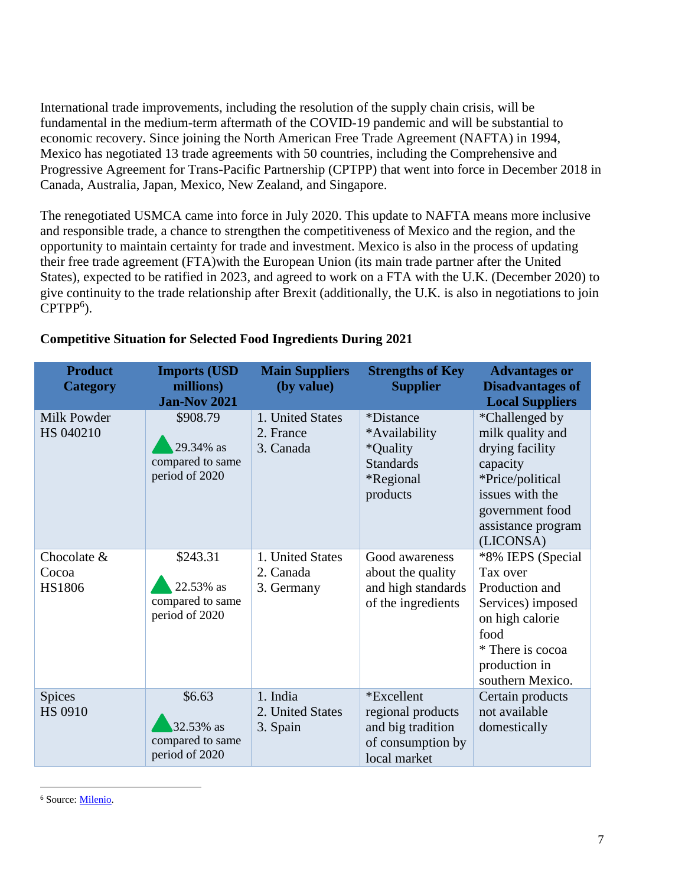International trade improvements, including the resolution of the supply chain crisis, will be fundamental in the medium-term aftermath of the COVID-19 pandemic and will be substantial to economic recovery. Since joining the North American Free Trade Agreement (NAFTA) in 1994, Mexico has negotiated 13 trade agreements with 50 countries, including the Comprehensive and Progressive Agreement for Trans-Pacific Partnership (CPTPP) that went into force in December 2018 in Canada, Australia, Japan, Mexico, New Zealand, and Singapore.

The renegotiated USMCA came into force in July 2020. This update to NAFTA means more inclusive and responsible trade, a chance to strengthen the competitiveness of Mexico and the region, and the opportunity to maintain certainty for trade and investment. Mexico is also in the process of updating their free trade agreement (FTA)with the European Union (its main trade partner after the United States), expected to be ratified in 2023, and agreed to work on a FTA with the U.K. (December 2020) to give continuity to the trade relationship after Brexit (additionally, the U.K. is also in negotiations to join CPTPP[6]).

**Competitive Situation for Selected Food Ingredients During 2021**

| Product Category | Imports (USD millions) Jan-Nov 2021 | Main Suppliers (by value) | Strengths of Key Supplier | Advantages or Disadvantages of Local Suppliers |
|---|---|---|---|---|
| Milk Powder HS 040210 | $908.79<br>▲ 29.34% as compared to same period of 2020 | 1. United States<br>2. France<br>3. Canada | *Distance<br>*Availability<br>*Quality Standards<br>*Regional products | *Challenged by milk quality and drying facility capacity<br>*Price/political issues with the government food assistance program (LICONSA) |
| Chocolate & Cocoa HS1806 | $243.31<br>▲ 22.53% as compared to same period of 2020 | 1. United States<br>2. Canada<br>3. Germany | Good awareness about the quality and high standards of the ingredients | *8% IEPS (Special Tax over Production and Services) imposed on high calorie food<br>* There is cocoa production in southern Mexico. |
| Spices HS 0910 | $6.63<br>▲ 32.53% as compared to same period of 2020 | 1. India<br>2. United States<br>3. Spain | *Excellent regional products and big tradition of consumption by local market | Certain products not available domestically |

[6] Source: Milenio.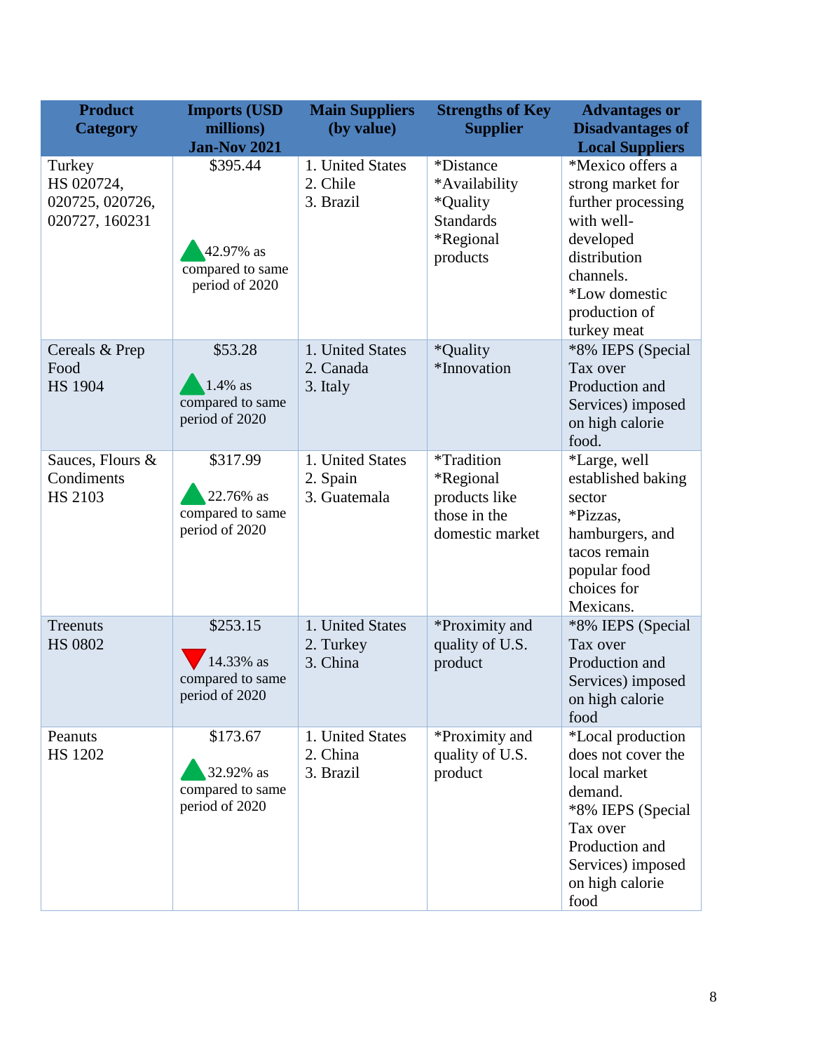| Product Category | Imports (USD millions) Jan-Nov 2021 | Main Suppliers (by value) | Strengths of Key Supplier | Advantages or Disadvantages of Local Suppliers |
|---|---|---|---|---|
| Turkey HS 020724, 020725, 020726, 020727, 160231 | $395.44 ▲42.97% as compared to same period of 2020 | 1. United States 2. Chile 3. Brazil | *Distance *Availability *Quality Standards *Regional products | *Mexico offers a strong market for further processing with well-developed distribution channels. *Low domestic production of turkey meat |
| Cereals & Prep Food HS 1904 | $53.28 ▲1.4% as compared to same period of 2020 | 1. United States 2. Canada 3. Italy | *Quality *Innovation | *8% IEPS (Special Tax over Production and Services) imposed on high calorie food. |
| Sauces, Flours & Condiments HS 2103 | $317.99 ▲22.76% as compared to same period of 2020 | 1. United States 2. Spain 3. Guatemala | *Tradition *Regional products like those in the domestic market | *Large, well established baking sector *Pizzas, hamburgers, and tacos remain popular food choices for Mexicans. |
| Treenuts HS 0802 | $253.15 ▼14.33% as compared to same period of 2020 | 1. United States 2. Turkey 3. China | *Proximity and quality of U.S. product | *8% IEPS (Special Tax over Production and Services) imposed on high calorie food |
| Peanuts HS 1202 | $173.67 ▲32.92% as compared to same period of 2020 | 1. United States 2. China 3. Brazil | *Proximity and quality of U.S. product | *Local production does not cover the local market demand. *8% IEPS (Special Tax over Production and Services) imposed on high calorie food |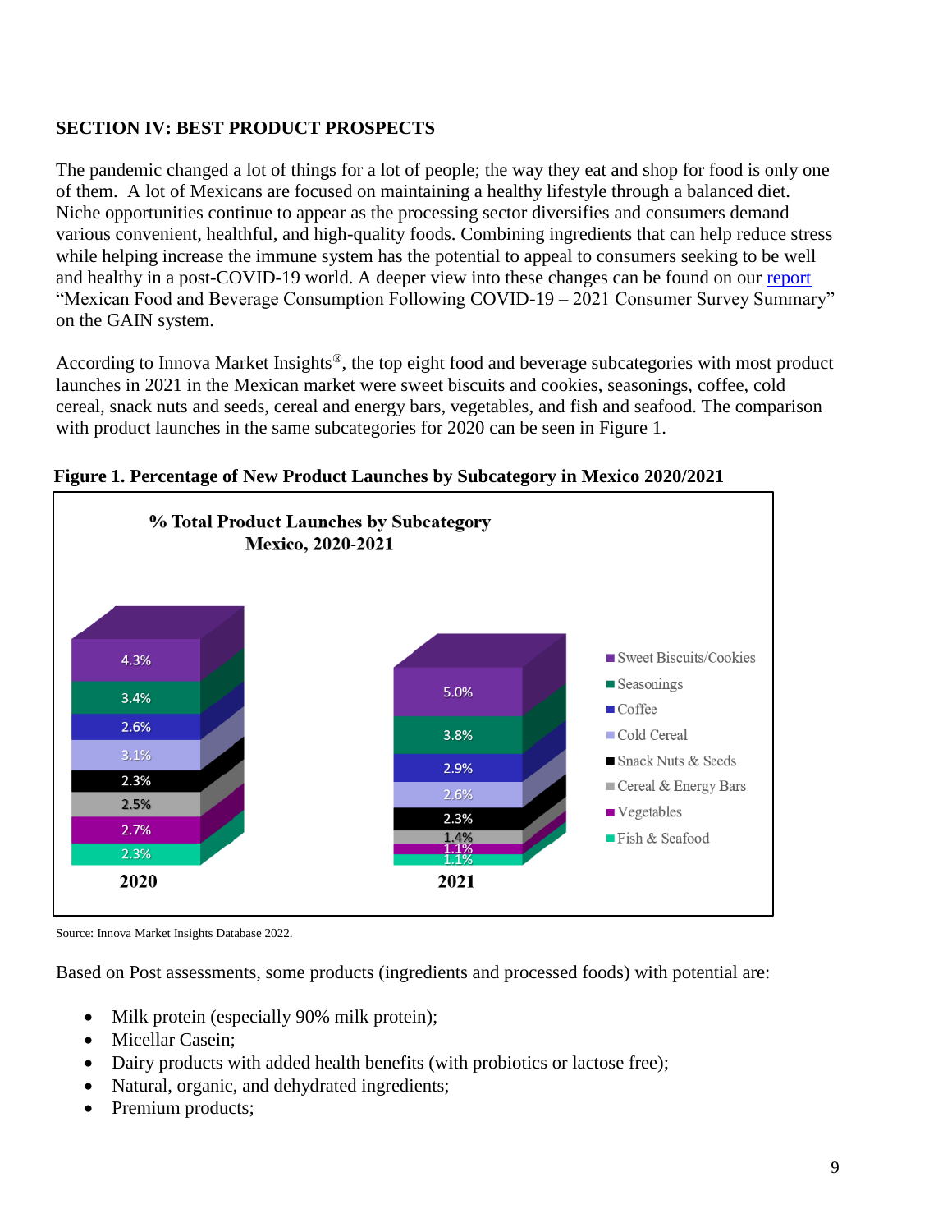## SECTION IV: BEST PRODUCT PROSPECTS

The pandemic changed a lot of things for a lot of people; the way they eat and shop for food is only one of them. A lot of Mexicans are focused on maintaining a healthy lifestyle through a balanced diet. Niche opportunities continue to appear as the processing sector diversifies and consumers demand various convenient, healthful, and high-quality foods. Combining ingredients that can help reduce stress while helping increase the immune system has the potential to appeal to consumers seeking to be well and healthy in a post-COVID-19 world. A deeper view into these changes can be found on our report "Mexican Food and Beverage Consumption Following COVID-19 – 2021 Consumer Survey Summary" on the GAIN system.

According to Innova Market Insights®, the top eight food and beverage subcategories with most product launches in 2021 in the Mexican market were sweet biscuits and cookies, seasonings, coffee, cold cereal, snack nuts and seeds, cereal and energy bars, vegetables, and fish and seafood. The comparison with product launches in the same subcategories for 2020 can be seen in Figure 1.

**Figure 1. Percentage of New Product Launches by Subcategory in Mexico 2020/2021**

**% Total Product Launches by Subcategory Mexico, 2020-2021**

| Subcategory | 2020 | 2021 |
|---|---|---|
| Sweet Biscuits/Cookies | 4.3% | 5.0% |
| Seasonings | 3.4% | 3.8% |
| Coffee | 2.6% | 2.9% |
| Cold Cereal | 3.1% | 2.6% |
| Snack Nuts & Seeds | 2.3% | 2.3% |
| Cereal & Energy Bars | 2.5% | 1.4% |
| Vegetables | 2.7% | 1.1% |
| Fish & Seafood | 2.3% | 1.1% |

Source: Innova Market Insights Database 2022.

Based on Post assessments, some products (ingredients and processed foods) with potential are:

- Milk protein (especially 90% milk protein);
- Micellar Casein;
- Dairy products with added health benefits (with probiotics or lactose free);
- Natural, organic, and dehydrated ingredients;
- Premium products;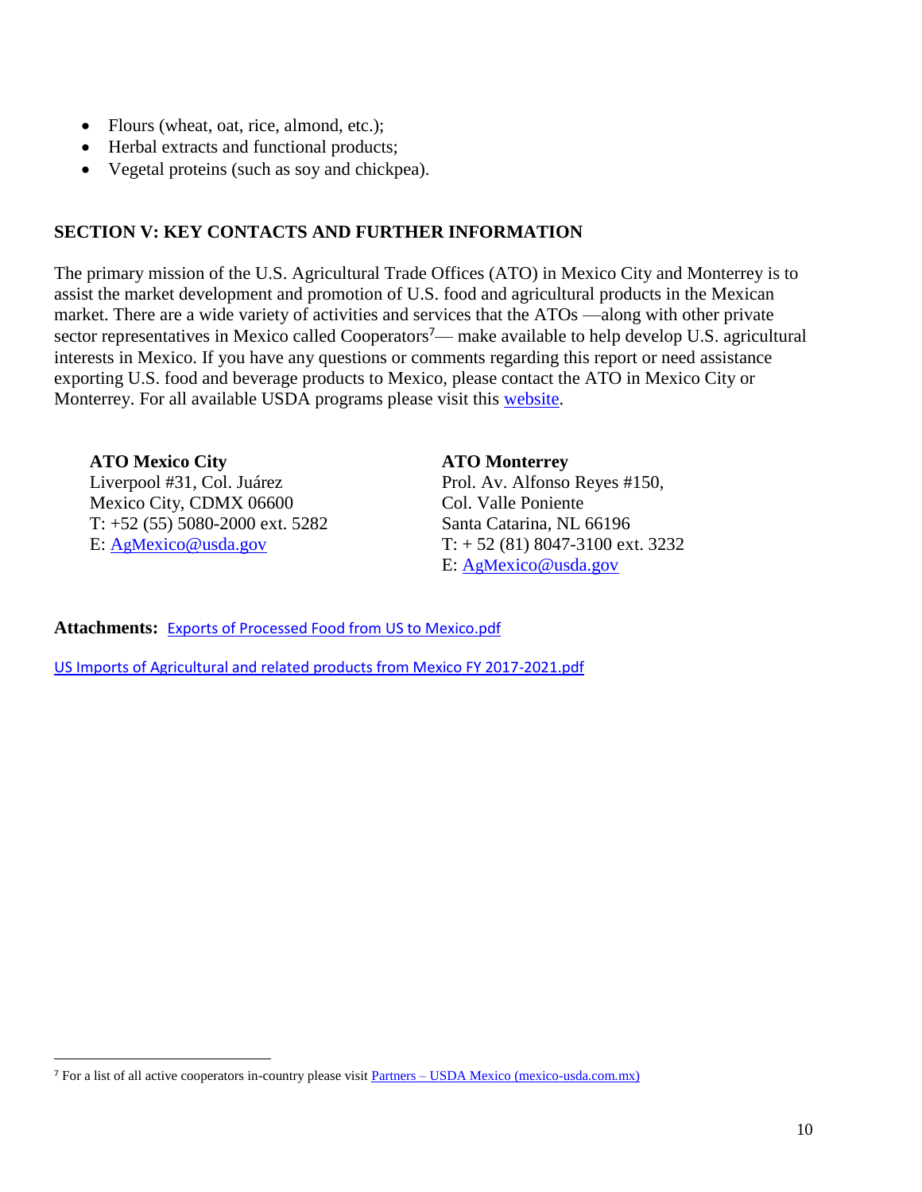- Flours (wheat, oat, rice, almond, etc.);
- Herbal extracts and functional products;
- Vegetal proteins (such as soy and chickpea).

## SECTION V: KEY CONTACTS AND FURTHER INFORMATION

The primary mission of the U.S. Agricultural Trade Offices (ATO) in Mexico City and Monterrey is to assist the market development and promotion of U.S. food and agricultural products in the Mexican market. There are a wide variety of activities and services that the ATOs —along with other private sector representatives in Mexico called Cooperators[7]— make available to help develop U.S. agricultural interests in Mexico. If you have any questions or comments regarding this report or need assistance exporting U.S. food and beverage products to Mexico, please contact the ATO in Mexico City or Monterrey. For all available USDA programs please visit this website.

**ATO Mexico City**
Liverpool #31, Col. Juárez
Mexico City, CDMX 06600
T: +52 (55) 5080-2000 ext. 5282
E: AgMexico@usda.gov

**ATO Monterrey**
Prol. Av. Alfonso Reyes #150,
Col. Valle Poniente
Santa Catarina, NL 66196
T: + 52 (81) 8047-3100 ext. 3232
E: AgMexico@usda.gov

**Attachments:** Exports of Processed Food from US to Mexico.pdf

US Imports of Agricultural and related products from Mexico FY 2017-2021.pdf

[7] For a list of all active cooperators in-country please visit Partners – USDA Mexico (mexico-usda.com.mx)